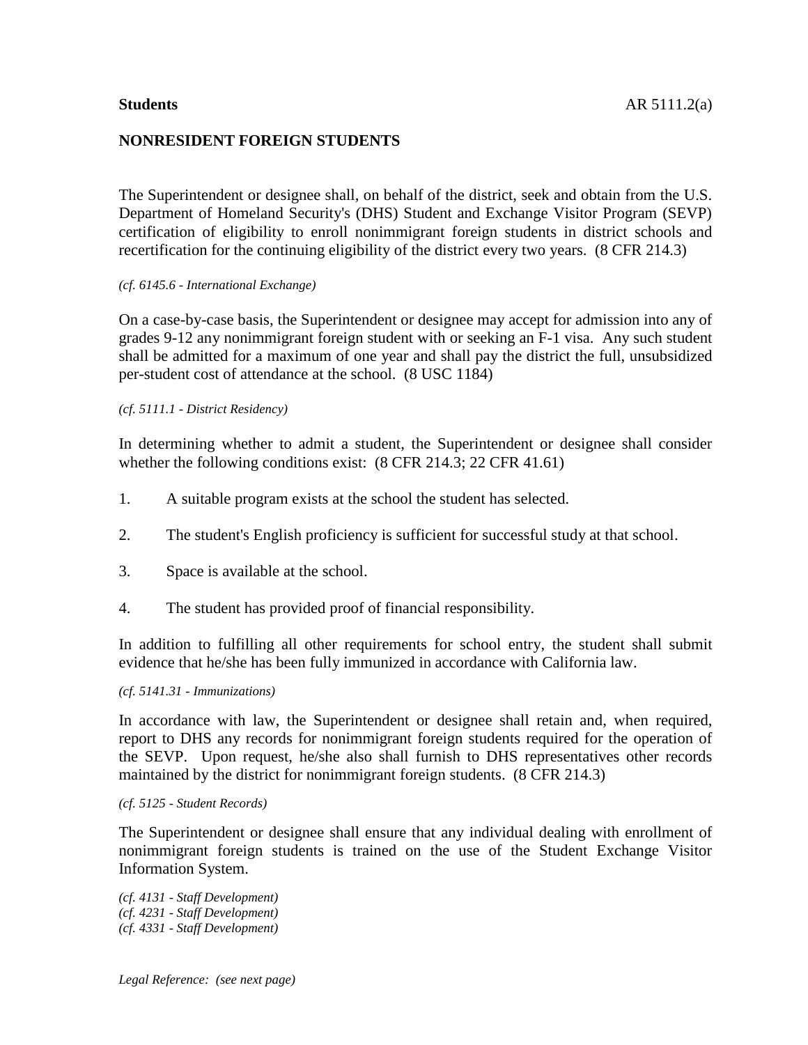**Students** AR 5111.2(a)

## NONRESIDENT FOREIGN STUDENTS

The Superintendent or designee shall, on behalf of the district, seek and obtain from the U.S. Department of Homeland Security's (DHS) Student and Exchange Visitor Program (SEVP) certification of eligibility to enroll nonimmigrant foreign students in district schools and recertification for the continuing eligibility of the district every two years. (8 CFR 214.3)

*(cf. 6145.6 - International Exchange)*

On a case-by-case basis, the Superintendent or designee may accept for admission into any of grades 9-12 any nonimmigrant foreign student with or seeking an F-1 visa. Any such student shall be admitted for a maximum of one year and shall pay the district the full, unsubsidized per-student cost of attendance at the school. (8 USC 1184)

*(cf. 5111.1 - District Residency)*

In determining whether to admit a student, the Superintendent or designee shall consider whether the following conditions exist: (8 CFR 214.3; 22 CFR 41.61)

1. A suitable program exists at the school the student has selected.
2. The student's English proficiency is sufficient for successful study at that school.
3. Space is available at the school.
4. The student has provided proof of financial responsibility.

In addition to fulfilling all other requirements for school entry, the student shall submit evidence that he/she has been fully immunized in accordance with California law.

*(cf. 5141.31 - Immunizations)*

In accordance with law, the Superintendent or designee shall retain and, when required, report to DHS any records for nonimmigrant foreign students required for the operation of the SEVP. Upon request, he/she also shall furnish to DHS representatives other records maintained by the district for nonimmigrant foreign students. (8 CFR 214.3)

*(cf. 5125 - Student Records)*

The Superintendent or designee shall ensure that any individual dealing with enrollment of nonimmigrant foreign students is trained on the use of the Student Exchange Visitor Information System.

*(cf. 4131 - Staff Development)*
*(cf. 4231 - Staff Development)*
*(cf. 4331 - Staff Development)*

*Legal Reference: (see next page)*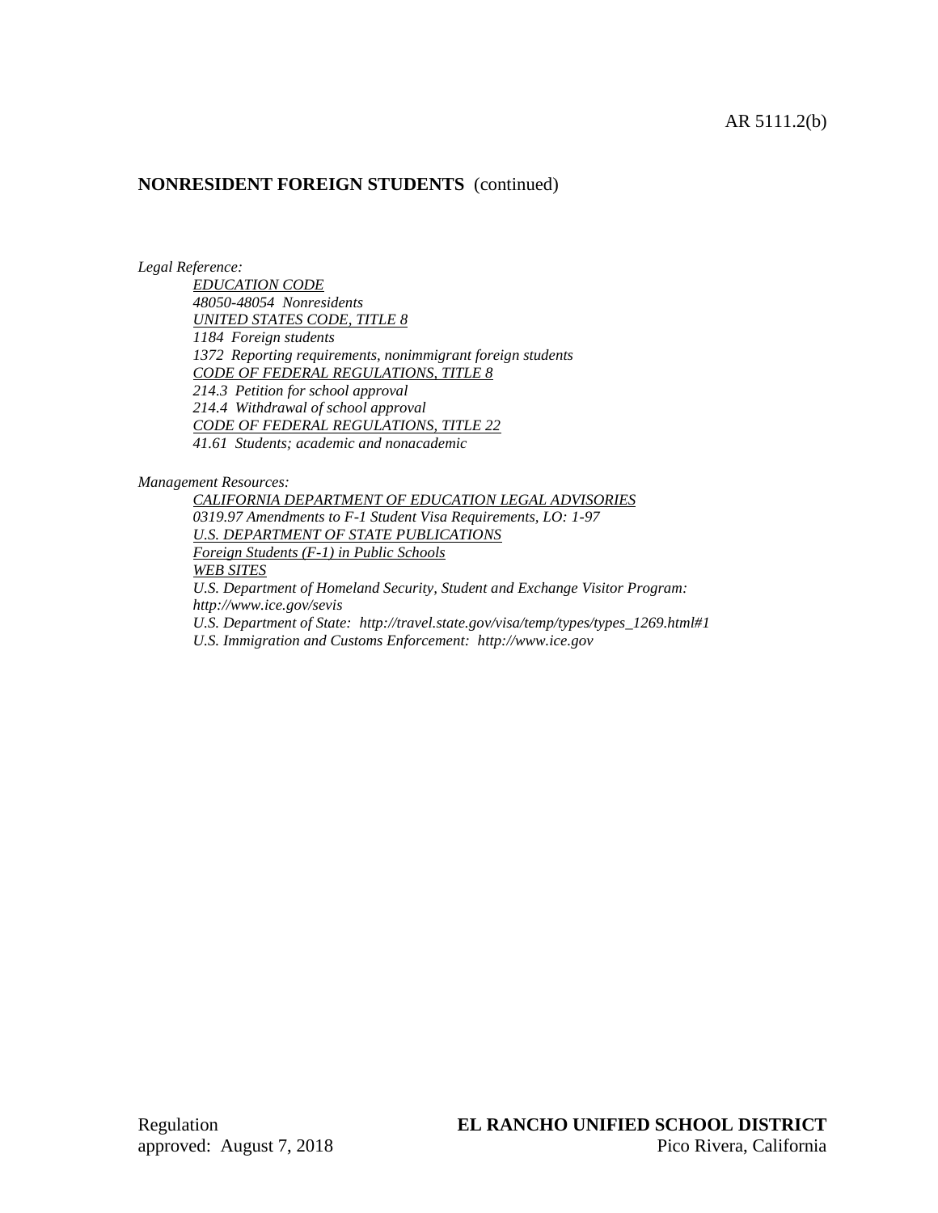**NONRESIDENT FOREIGN STUDENTS** (continued)

*Legal Reference:*

*EDUCATION CODE*
*48050-48054 Nonresidents*
*UNITED STATES CODE, TITLE 8*
*1184 Foreign students*
*1372 Reporting requirements, nonimmigrant foreign students*
*CODE OF FEDERAL REGULATIONS, TITLE 8*
*214.3 Petition for school approval*
*214.4 Withdrawal of school approval*
*CODE OF FEDERAL REGULATIONS, TITLE 22*
*41.61 Students; academic and nonacademic*

*Management Resources:*

*CALIFORNIA DEPARTMENT OF EDUCATION LEGAL ADVISORIES*
*0319.97 Amendments to F-1 Student Visa Requirements, LO: 1-97*
*U.S. DEPARTMENT OF STATE PUBLICATIONS*
*Foreign Students (F-1) in Public Schools*
*WEB SITES*
*U.S. Department of Homeland Security, Student and Exchange Visitor Program: http://www.ice.gov/sevis*
*U.S. Department of State: http://travel.state.gov/visa/temp/types/types_1269.html#1*
*U.S. Immigration and Customs Enforcement: http://www.ice.gov*

Regulation approved: August 7, 2018

**EL RANCHO UNIFIED SCHOOL DISTRICT**
Pico Rivera, California